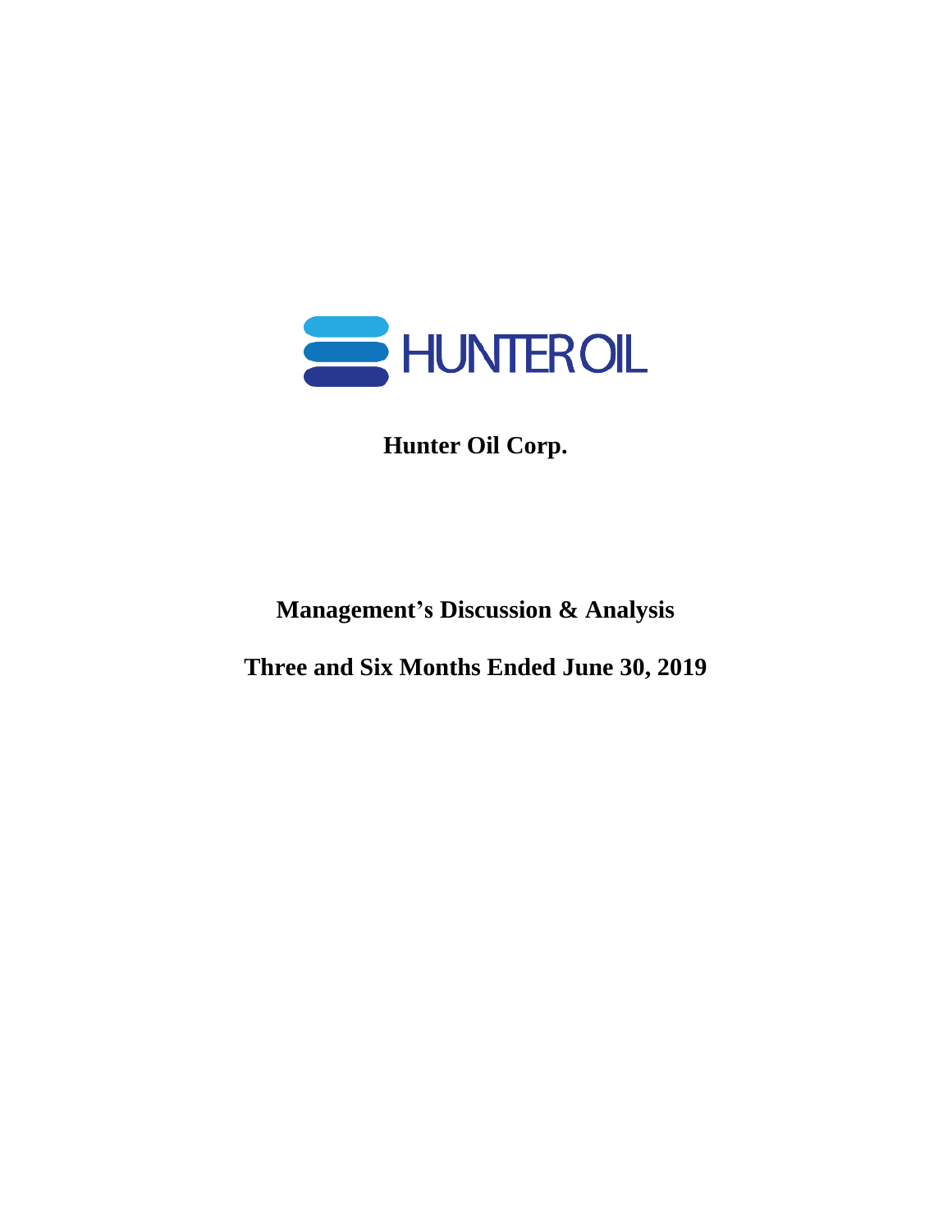HUNTER OIL

# Hunter Oil Corp.

## Management's Discussion & Analysis

## Three and Six Months Ended June 30, 2019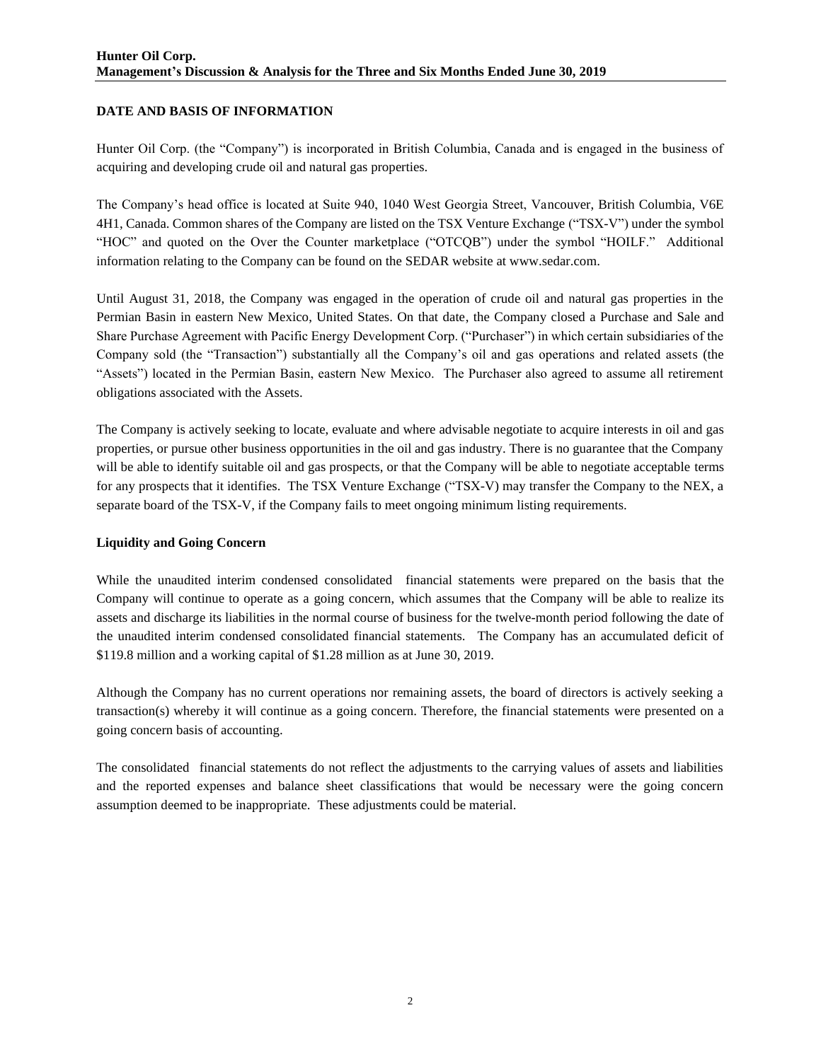## DATE AND BASIS OF INFORMATION

Hunter Oil Corp. (the "Company") is incorporated in British Columbia, Canada and is engaged in the business of acquiring and developing crude oil and natural gas properties.

The Company's head office is located at Suite 940, 1040 West Georgia Street, Vancouver, British Columbia, V6E 4H1, Canada. Common shares of the Company are listed on the TSX Venture Exchange ("TSX-V") under the symbol "HOC" and quoted on the Over the Counter marketplace ("OTCQB") under the symbol "HOILF." Additional information relating to the Company can be found on the SEDAR website at www.sedar.com.

Until August 31, 2018, the Company was engaged in the operation of crude oil and natural gas properties in the Permian Basin in eastern New Mexico, United States. On that date, the Company closed a Purchase and Sale and Share Purchase Agreement with Pacific Energy Development Corp. ("Purchaser") in which certain subsidiaries of the Company sold (the "Transaction") substantially all the Company's oil and gas operations and related assets (the "Assets") located in the Permian Basin, eastern New Mexico. The Purchaser also agreed to assume all retirement obligations associated with the Assets.

The Company is actively seeking to locate, evaluate and where advisable negotiate to acquire interests in oil and gas properties, or pursue other business opportunities in the oil and gas industry. There is no guarantee that the Company will be able to identify suitable oil and gas prospects, or that the Company will be able to negotiate acceptable terms for any prospects that it identifies. The TSX Venture Exchange ("TSX-V) may transfer the Company to the NEX, a separate board of the TSX-V, if the Company fails to meet ongoing minimum listing requirements.

### Liquidity and Going Concern

While the unaudited interim condensed consolidated financial statements were prepared on the basis that the Company will continue to operate as a going concern, which assumes that the Company will be able to realize its assets and discharge its liabilities in the normal course of business for the twelve-month period following the date of the unaudited interim condensed consolidated financial statements. The Company has an accumulated deficit of \$119.8 million and a working capital of \$1.28 million as at June 30, 2019.

Although the Company has no current operations nor remaining assets, the board of directors is actively seeking a transaction(s) whereby it will continue as a going concern. Therefore, the financial statements were presented on a going concern basis of accounting.

The consolidated financial statements do not reflect the adjustments to the carrying values of assets and liabilities and the reported expenses and balance sheet classifications that would be necessary were the going concern assumption deemed to be inappropriate. These adjustments could be material.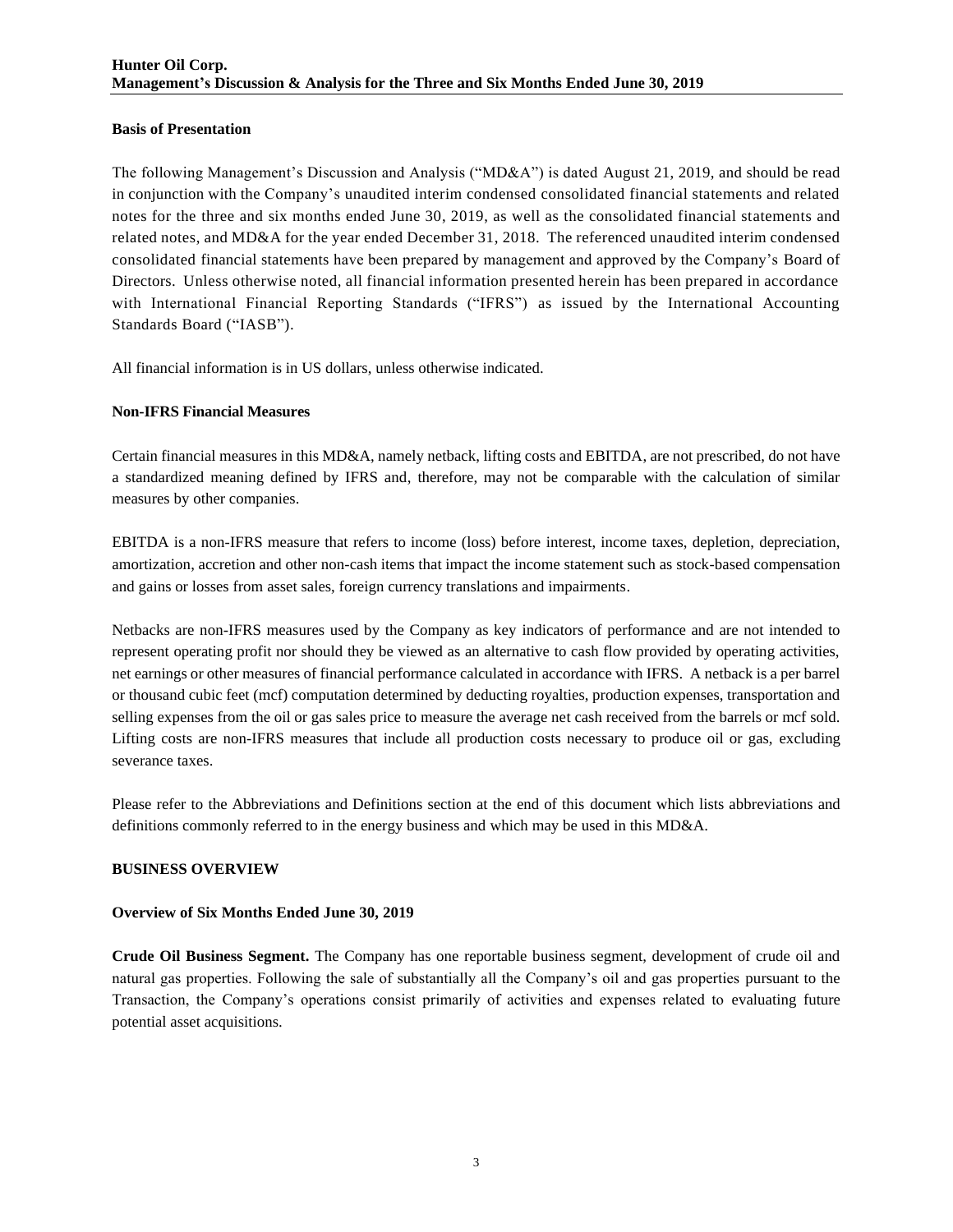## Basis of Presentation

The following Management's Discussion and Analysis ("MD&A") is dated August 21, 2019, and should be read in conjunction with the Company's unaudited interim condensed consolidated financial statements and related notes for the three and six months ended June 30, 2019, as well as the consolidated financial statements and related notes, and MD&A for the year ended December 31, 2018. The referenced unaudited interim condensed consolidated financial statements have been prepared by management and approved by the Company's Board of Directors. Unless otherwise noted, all financial information presented herein has been prepared in accordance with International Financial Reporting Standards ("IFRS") as issued by the International Accounting Standards Board ("IASB").

All financial information is in US dollars, unless otherwise indicated.

## Non-IFRS Financial Measures

Certain financial measures in this MD&A, namely netback, lifting costs and EBITDA, are not prescribed, do not have a standardized meaning defined by IFRS and, therefore, may not be comparable with the calculation of similar measures by other companies.

EBITDA is a non-IFRS measure that refers to income (loss) before interest, income taxes, depletion, depreciation, amortization, accretion and other non-cash items that impact the income statement such as stock-based compensation and gains or losses from asset sales, foreign currency translations and impairments.

Netbacks are non-IFRS measures used by the Company as key indicators of performance and are not intended to represent operating profit nor should they be viewed as an alternative to cash flow provided by operating activities, net earnings or other measures of financial performance calculated in accordance with IFRS. A netback is a per barrel or thousand cubic feet (mcf) computation determined by deducting royalties, production expenses, transportation and selling expenses from the oil or gas sales price to measure the average net cash received from the barrels or mcf sold. Lifting costs are non-IFRS measures that include all production costs necessary to produce oil or gas, excluding severance taxes.

Please refer to the Abbreviations and Definitions section at the end of this document which lists abbreviations and definitions commonly referred to in the energy business and which may be used in this MD&A.

## BUSINESS OVERVIEW

### Overview of Six Months Ended June 30, 2019

**Crude Oil Business Segment.** The Company has one reportable business segment, development of crude oil and natural gas properties. Following the sale of substantially all the Company's oil and gas properties pursuant to the Transaction, the Company's operations consist primarily of activities and expenses related to evaluating future potential asset acquisitions.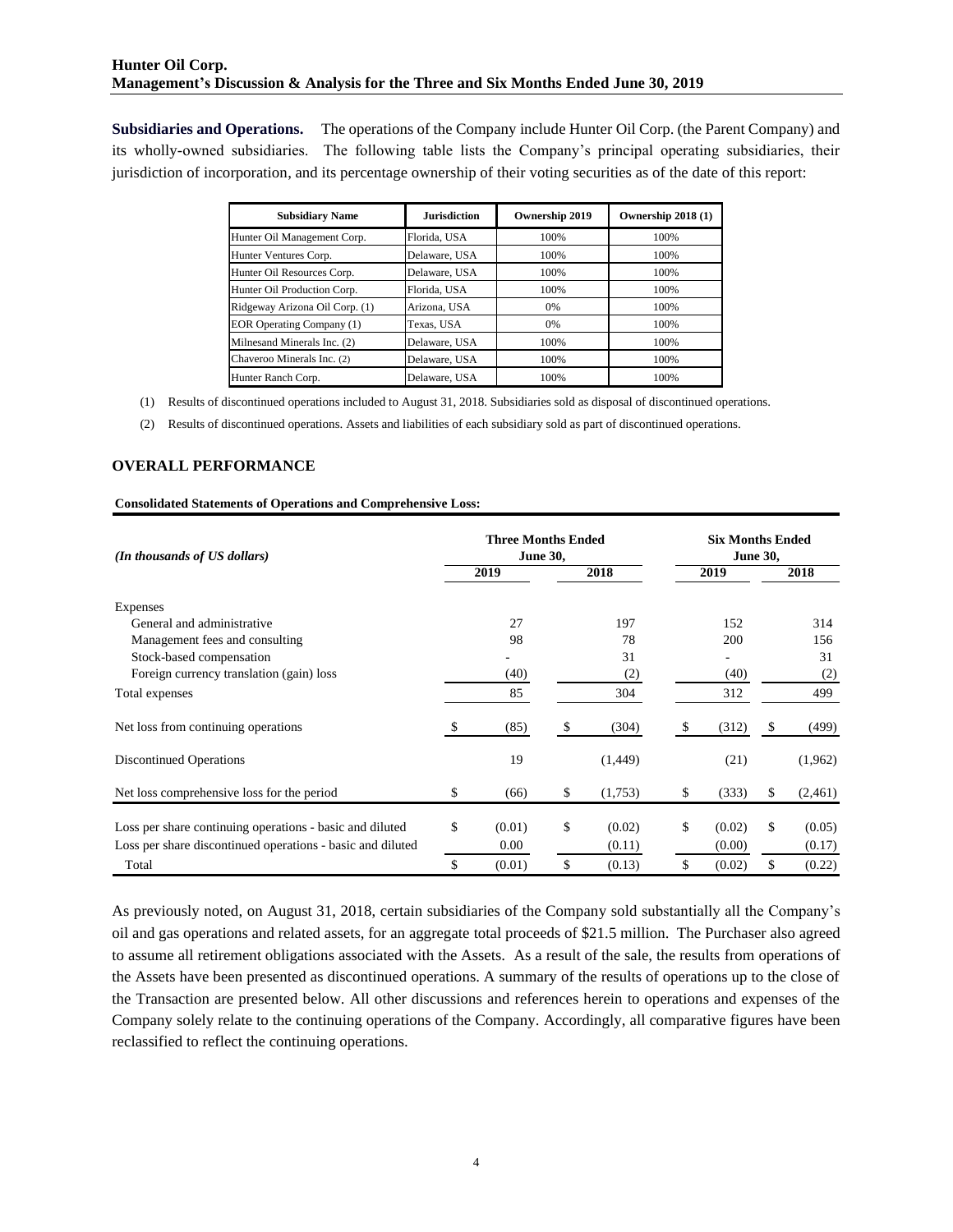**Subsidiaries and Operations.** The operations of the Company include Hunter Oil Corp. (the Parent Company) and its wholly-owned subsidiaries. The following table lists the Company's principal operating subsidiaries, their jurisdiction of incorporation, and its percentage ownership of their voting securities as of the date of this report:

| Subsidiary Name | Jurisdiction | Ownership 2019 | Ownership 2018 (1) |
|---|---|---|---|
| Hunter Oil Management Corp. | Florida, USA | 100% | 100% |
| Hunter Ventures Corp. | Delaware, USA | 100% | 100% |
| Hunter Oil Resources Corp. | Delaware, USA | 100% | 100% |
| Hunter Oil Production Corp. | Florida, USA | 100% | 100% |
| Ridgeway Arizona Oil Corp. (1) | Arizona, USA | 0% | 100% |
| EOR Operating Company (1) | Texas, USA | 0% | 100% |
| Milnesand Minerals Inc. (2) | Delaware, USA | 100% | 100% |
| Chaveroo Minerals Inc. (2) | Delaware, USA | 100% | 100% |
| Hunter Ranch Corp. | Delaware, USA | 100% | 100% |

(1) Results of discontinued operations included to August 31, 2018. Subsidiaries sold as disposal of discontinued operations.

(2) Results of discontinued operations. Assets and liabilities of each subsidiary sold as part of discontinued operations.

## OVERALL PERFORMANCE

**Consolidated Statements of Operations and Comprehensive Loss:**

| *(In thousands of US dollars)* | Three Months Ended June 30, 2019 | Three Months Ended June 30, 2018 | Six Months Ended June 30, 2019 | Six Months Ended June 30, 2018 |
|---|---|---|---|---|
| Expenses | | | | |
| General and administrative | 27 | 197 | 152 | 314 |
| Management fees and consulting | 98 | 78 | 200 | 156 |
| Stock-based compensation | - | 31 | - | 31 |
| Foreign currency translation (gain) loss | (40) | (2) | (40) | (2) |
| Total expenses | 85 | 304 | 312 | 499 |
| Net loss from continuing operations | $ (85) | $ (304) | $ (312) | $ (499) |
| Discontinued Operations | 19 | (1,449) | (21) | (1,962) |
| Net loss comprehensive loss for the period | $ (66) | $ (1,753) | $ (333) | $ (2,461) |
| Loss per share continuing operations - basic and diluted | $ (0.01) | $ (0.02) | $ (0.02) | $ (0.05) |
| Loss per share discontinued operations - basic and diluted | 0.00 | (0.11) | (0.00) | (0.17) |
| Total | $ (0.01) | $ (0.13) | $ (0.02) | $ (0.22) |

As previously noted, on August 31, 2018, certain subsidiaries of the Company sold substantially all the Company's oil and gas operations and related assets, for an aggregate total proceeds of $21.5 million. The Purchaser also agreed to assume all retirement obligations associated with the Assets. As a result of the sale, the results from operations of the Assets have been presented as discontinued operations. A summary of the results of operations up to the close of the Transaction are presented below. All other discussions and references herein to operations and expenses of the Company solely relate to the continuing operations of the Company. Accordingly, all comparative figures have been reclassified to reflect the continuing operations.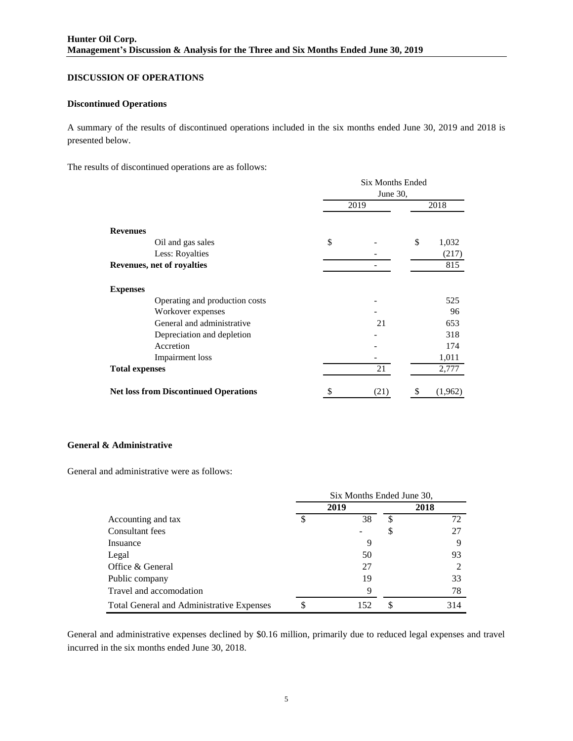## DISCUSSION OF OPERATIONS

### Discontinued Operations

A summary of the results of discontinued operations included in the six months ended June 30, 2019 and 2018 is presented below.

The results of discontinued operations are as follows:

| | Six Months Ended June 30, | |
|---|---|---|
| | 2019 | 2018 |
| **Revenues** | | |
| Oil and gas sales | $ - | $ 1,032 |
| Less: Royalties | - | (217) |
| **Revenues, net of royalties** | - | 815 |
| **Expenses** | | |
| Operating and production costs | - | 525 |
| Workover expenses | - | 96 |
| General and administrative | 21 | 653 |
| Depreciation and depletion | - | 318 |
| Accretion | - | 174 |
| Impairment loss | - | 1,011 |
| **Total expenses** | 21 | 2,777 |
| **Net loss from Discontinued Operations** | $ (21) | $ (1,962) |

### General & Administrative

General and administrative were as follows:

| | Six Months Ended June 30, | |
|---|---|---|
| | **2019** | **2018** |
| Accounting and tax | $ 38 | $ 72 |
| Consultant fees | - | $ 27 |
| Insuance | 9 | 9 |
| Legal | 50 | 93 |
| Office & General | 27 | 2 |
| Public company | 19 | 33 |
| Travel and accomodation | 9 | 78 |
| Total General and Administrative Expenses | $ 152 | $ 314 |

General and administrative expenses declined by $0.16 million, primarily due to reduced legal expenses and travel incurred in the six months ended June 30, 2018.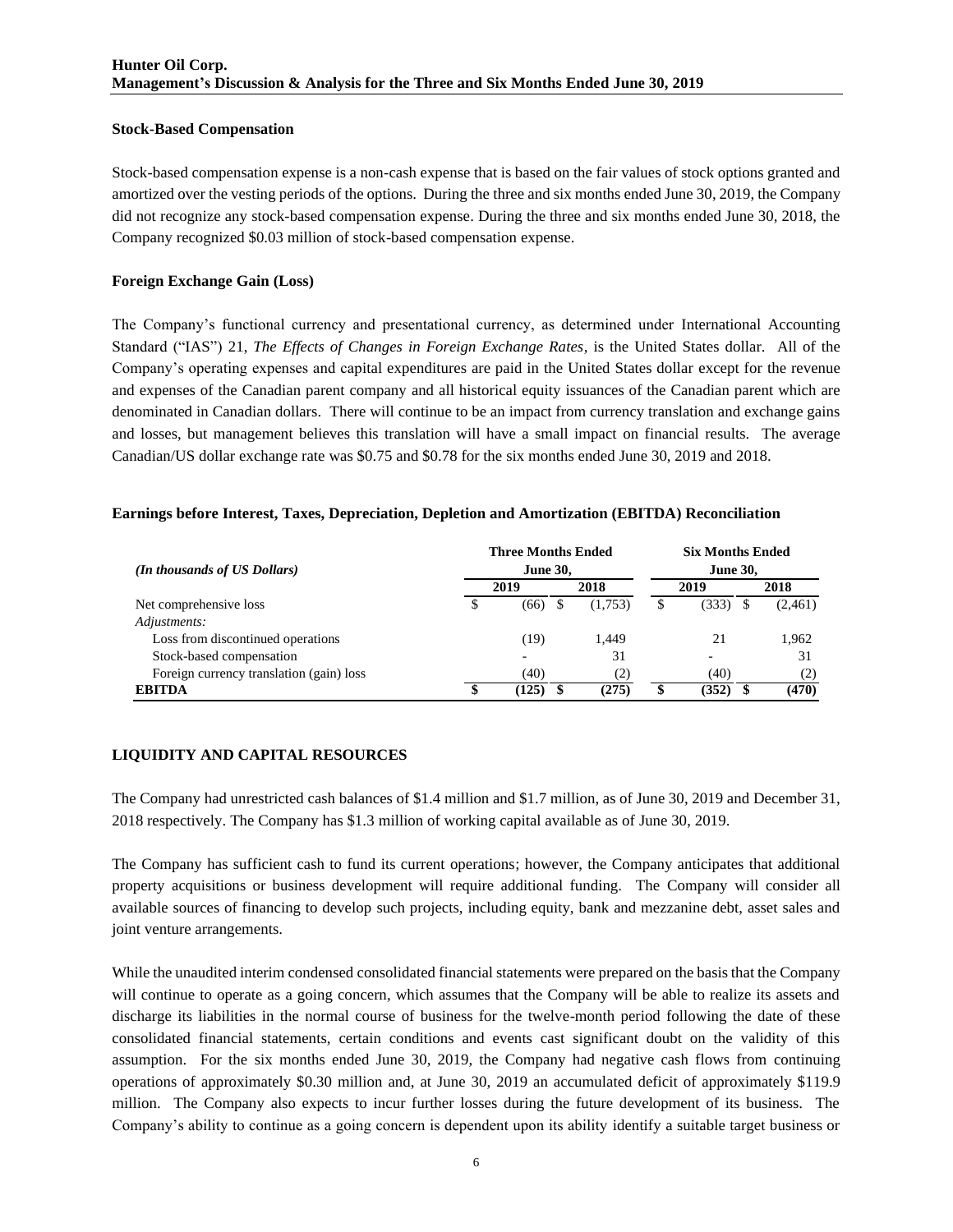### Stock-Based Compensation

Stock-based compensation expense is a non-cash expense that is based on the fair values of stock options granted and amortized over the vesting periods of the options. During the three and six months ended June 30, 2019, the Company did not recognize any stock-based compensation expense. During the three and six months ended June 30, 2018, the Company recognized $0.03 million of stock-based compensation expense.

### Foreign Exchange Gain (Loss)

The Company's functional currency and presentational currency, as determined under International Accounting Standard ("IAS") 21, *The Effects of Changes in Foreign Exchange Rates*, is the United States dollar. All of the Company's operating expenses and capital expenditures are paid in the United States dollar except for the revenue and expenses of the Canadian parent company and all historical equity issuances of the Canadian parent which are denominated in Canadian dollars. There will continue to be an impact from currency translation and exchange gains and losses, but management believes this translation will have a small impact on financial results. The average Canadian/US dollar exchange rate was $0.75 and $0.78 for the six months ended June 30, 2019 and 2018.

### Earnings before Interest, Taxes, Depreciation, Depletion and Amortization (EBITDA) Reconciliation

| *(In thousands of US Dollars)* | Three Months Ended June 30, | | Six Months Ended June 30, | |
|---|---|---|---|---|
| | 2019 | 2018 | 2019 | 2018 |
| Net comprehensive loss | $ (66) | $ (1,753) | $ (333) | $ (2,461) |
| *Adjustments:* | | | | |
| Loss from discontinued operations | (19) | 1,449 | 21 | 1,962 |
| Stock-based compensation | - | 31 | - | 31 |
| Foreign currency translation (gain) loss | (40) | (2) | (40) | (2) |
| **EBITDA** | **$ (125)** | **$ (275)** | **$ (352)** | **$ (470)** |

## LIQUIDITY AND CAPITAL RESOURCES

The Company had unrestricted cash balances of $1.4 million and $1.7 million, as of June 30, 2019 and December 31, 2018 respectively. The Company has $1.3 million of working capital available as of June 30, 2019.

The Company has sufficient cash to fund its current operations; however, the Company anticipates that additional property acquisitions or business development will require additional funding. The Company will consider all available sources of financing to develop such projects, including equity, bank and mezzanine debt, asset sales and joint venture arrangements.

While the unaudited interim condensed consolidated financial statements were prepared on the basis that the Company will continue to operate as a going concern, which assumes that the Company will be able to realize its assets and discharge its liabilities in the normal course of business for the twelve-month period following the date of these consolidated financial statements, certain conditions and events cast significant doubt on the validity of this assumption. For the six months ended June 30, 2019, the Company had negative cash flows from continuing operations of approximately $0.30 million and, at June 30, 2019 an accumulated deficit of approximately $119.9 million. The Company also expects to incur further losses during the future development of its business. The Company's ability to continue as a going concern is dependent upon its ability identify a suitable target business or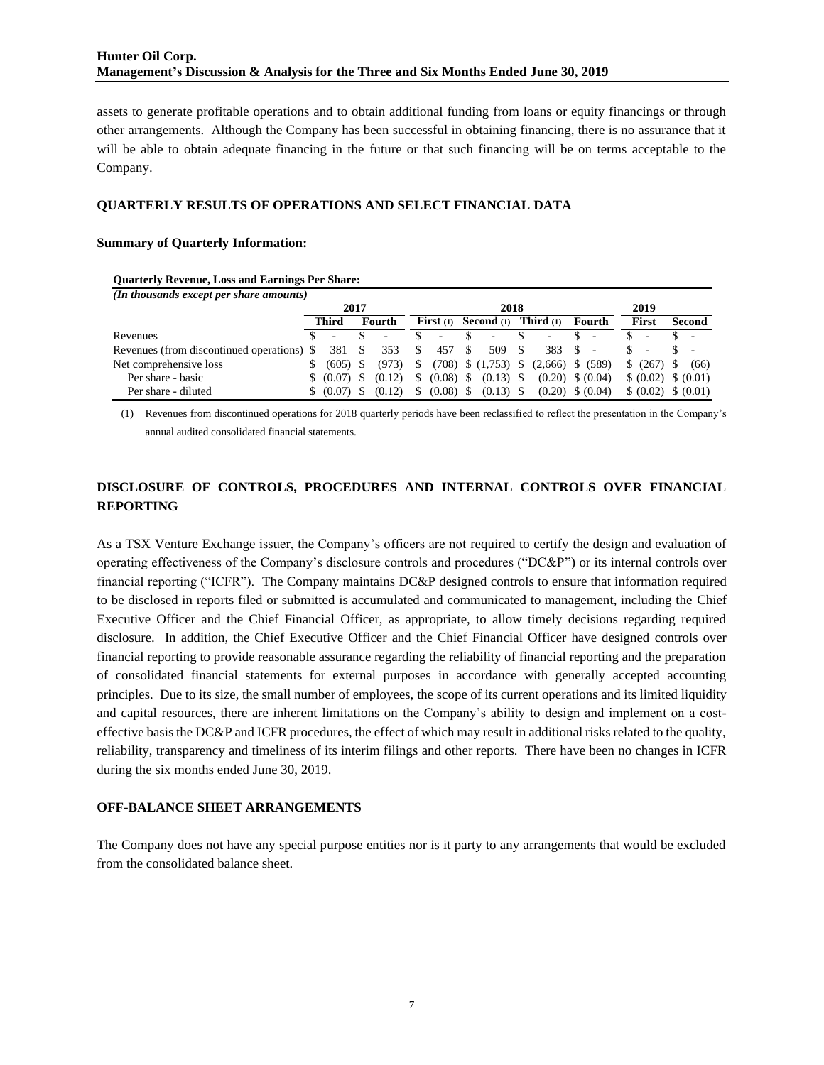assets to generate profitable operations and to obtain additional funding from loans or equity financings or through other arrangements. Although the Company has been successful in obtaining financing, there is no assurance that it will be able to obtain adequate financing in the future or that such financing will be on terms acceptable to the Company.

## QUARTERLY RESULTS OF OPERATIONS AND SELECT FINANCIAL DATA

### Summary of Quarterly Information:

**Quarterly Revenue, Loss and Earnings Per Share:**

*(In thousands except per share amounts)*

| | 2017 | | 2018 | | | | 2019 | |
|---|---|---|---|---|---|---|---|---|
| | **Third** | **Fourth** | **First (1)** | **Second (1)** | **Third (1)** | **Fourth** | **First** | **Second** |
| Revenues | $ - | $ - | $ - | $ - | $ - | $ - | $ - | $ - |
| Revenues (from discontinued operations) | $ 381 | $ 353 | $ 457 | $ 509 | $ 383 | $ - | $ - | $ - |
| Net comprehensive loss | $ (605) | $ (973) | $ (708) | $ (1,753) | $ (2,666) | $ (589) | $ (267) | $ (66) |
| Per share - basic | $ (0.07) | $ (0.12) | $ (0.08) | $ (0.13) | $ (0.20) | $ (0.04) | $ (0.02) | $ (0.01) |
| Per share - diluted | $ (0.07) | $ (0.12) | $ (0.08) | $ (0.13) | $ (0.20) | $ (0.04) | $ (0.02) | $ (0.01) |

(1) Revenues from discontinued operations for 2018 quarterly periods have been reclassified to reflect the presentation in the Company's annual audited consolidated financial statements.

## DISCLOSURE OF CONTROLS, PROCEDURES AND INTERNAL CONTROLS OVER FINANCIAL REPORTING

As a TSX Venture Exchange issuer, the Company's officers are not required to certify the design and evaluation of operating effectiveness of the Company's disclosure controls and procedures ("DC&P") or its internal controls over financial reporting ("ICFR"). The Company maintains DC&P designed controls to ensure that information required to be disclosed in reports filed or submitted is accumulated and communicated to management, including the Chief Executive Officer and the Chief Financial Officer, as appropriate, to allow timely decisions regarding required disclosure. In addition, the Chief Executive Officer and the Chief Financial Officer have designed controls over financial reporting to provide reasonable assurance regarding the reliability of financial reporting and the preparation of consolidated financial statements for external purposes in accordance with generally accepted accounting principles. Due to its size, the small number of employees, the scope of its current operations and its limited liquidity and capital resources, there are inherent limitations on the Company's ability to design and implement on a cost-effective basis the DC&P and ICFR procedures, the effect of which may result in additional risks related to the quality, reliability, transparency and timeliness of its interim filings and other reports. There have been no changes in ICFR during the six months ended June 30, 2019.

## OFF-BALANCE SHEET ARRANGEMENTS

The Company does not have any special purpose entities nor is it party to any arrangements that would be excluded from the consolidated balance sheet.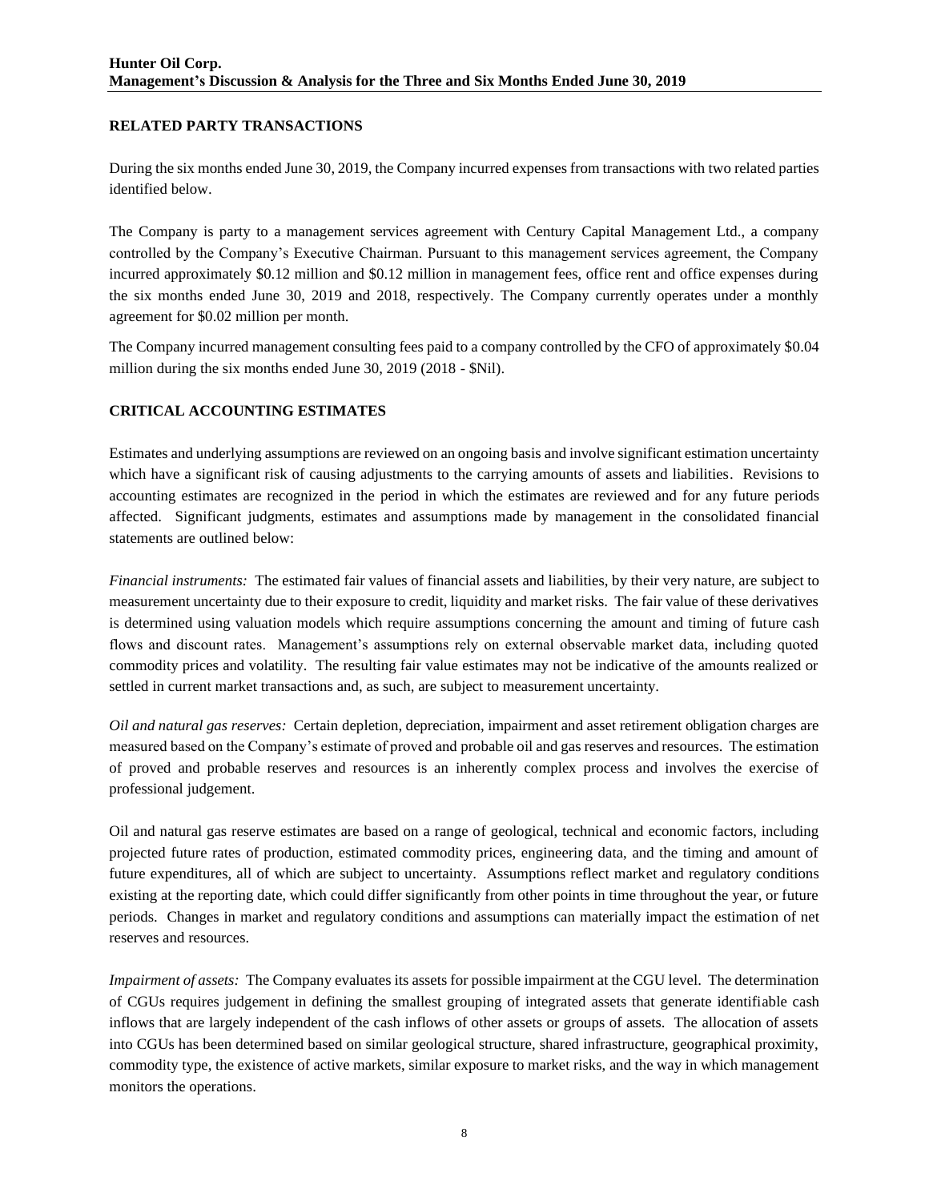## RELATED PARTY TRANSACTIONS

During the six months ended June 30, 2019, the Company incurred expenses from transactions with two related parties identified below.

The Company is party to a management services agreement with Century Capital Management Ltd., a company controlled by the Company's Executive Chairman. Pursuant to this management services agreement, the Company incurred approximately $0.12 million and $0.12 million in management fees, office rent and office expenses during the six months ended June 30, 2019 and 2018, respectively. The Company currently operates under a monthly agreement for $0.02 million per month.

The Company incurred management consulting fees paid to a company controlled by the CFO of approximately $0.04 million during the six months ended June 30, 2019 (2018 - $Nil).

## CRITICAL ACCOUNTING ESTIMATES

Estimates and underlying assumptions are reviewed on an ongoing basis and involve significant estimation uncertainty which have a significant risk of causing adjustments to the carrying amounts of assets and liabilities. Revisions to accounting estimates are recognized in the period in which the estimates are reviewed and for any future periods affected. Significant judgments, estimates and assumptions made by management in the consolidated financial statements are outlined below:

*Financial instruments:* The estimated fair values of financial assets and liabilities, by their very nature, are subject to measurement uncertainty due to their exposure to credit, liquidity and market risks. The fair value of these derivatives is determined using valuation models which require assumptions concerning the amount and timing of future cash flows and discount rates. Management's assumptions rely on external observable market data, including quoted commodity prices and volatility. The resulting fair value estimates may not be indicative of the amounts realized or settled in current market transactions and, as such, are subject to measurement uncertainty.

*Oil and natural gas reserves:* Certain depletion, depreciation, impairment and asset retirement obligation charges are measured based on the Company's estimate of proved and probable oil and gas reserves and resources. The estimation of proved and probable reserves and resources is an inherently complex process and involves the exercise of professional judgement.

Oil and natural gas reserve estimates are based on a range of geological, technical and economic factors, including projected future rates of production, estimated commodity prices, engineering data, and the timing and amount of future expenditures, all of which are subject to uncertainty. Assumptions reflect market and regulatory conditions existing at the reporting date, which could differ significantly from other points in time throughout the year, or future periods. Changes in market and regulatory conditions and assumptions can materially impact the estimation of net reserves and resources.

*Impairment of assets:* The Company evaluates its assets for possible impairment at the CGU level. The determination of CGUs requires judgement in defining the smallest grouping of integrated assets that generate identifiable cash inflows that are largely independent of the cash inflows of other assets or groups of assets. The allocation of assets into CGUs has been determined based on similar geological structure, shared infrastructure, geographical proximity, commodity type, the existence of active markets, similar exposure to market risks, and the way in which management monitors the operations.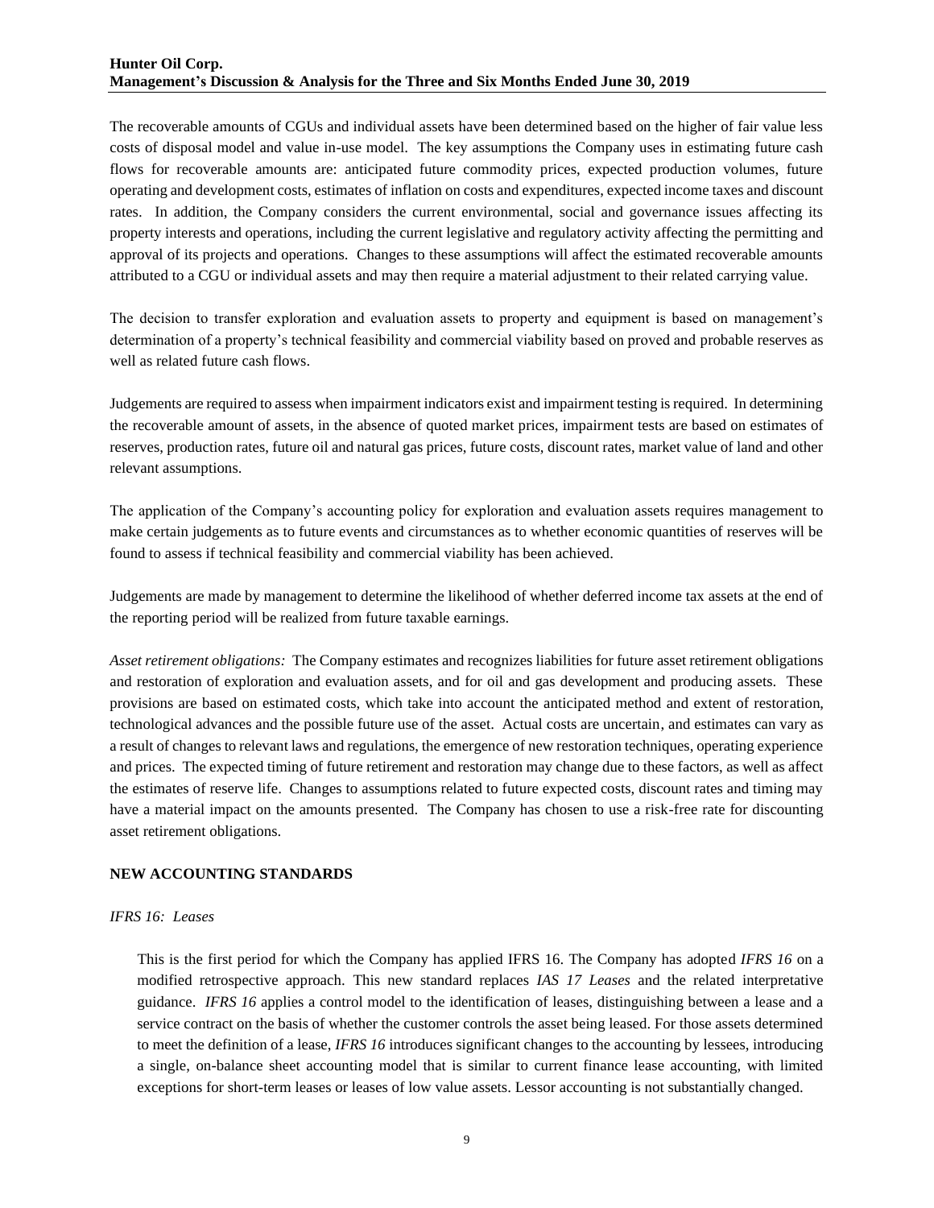The recoverable amounts of CGUs and individual assets have been determined based on the higher of fair value less costs of disposal model and value in-use model. The key assumptions the Company uses in estimating future cash flows for recoverable amounts are: anticipated future commodity prices, expected production volumes, future operating and development costs, estimates of inflation on costs and expenditures, expected income taxes and discount rates. In addition, the Company considers the current environmental, social and governance issues affecting its property interests and operations, including the current legislative and regulatory activity affecting the permitting and approval of its projects and operations. Changes to these assumptions will affect the estimated recoverable amounts attributed to a CGU or individual assets and may then require a material adjustment to their related carrying value.

The decision to transfer exploration and evaluation assets to property and equipment is based on management's determination of a property's technical feasibility and commercial viability based on proved and probable reserves as well as related future cash flows.

Judgements are required to assess when impairment indicators exist and impairment testing is required. In determining the recoverable amount of assets, in the absence of quoted market prices, impairment tests are based on estimates of reserves, production rates, future oil and natural gas prices, future costs, discount rates, market value of land and other relevant assumptions.

The application of the Company's accounting policy for exploration and evaluation assets requires management to make certain judgements as to future events and circumstances as to whether economic quantities of reserves will be found to assess if technical feasibility and commercial viability has been achieved.

Judgements are made by management to determine the likelihood of whether deferred income tax assets at the end of the reporting period will be realized from future taxable earnings.

*Asset retirement obligations:* The Company estimates and recognizes liabilities for future asset retirement obligations and restoration of exploration and evaluation assets, and for oil and gas development and producing assets. These provisions are based on estimated costs, which take into account the anticipated method and extent of restoration, technological advances and the possible future use of the asset. Actual costs are uncertain, and estimates can vary as a result of changes to relevant laws and regulations, the emergence of new restoration techniques, operating experience and prices. The expected timing of future retirement and restoration may change due to these factors, as well as affect the estimates of reserve life. Changes to assumptions related to future expected costs, discount rates and timing may have a material impact on the amounts presented. The Company has chosen to use a risk-free rate for discounting asset retirement obligations.

## NEW ACCOUNTING STANDARDS

*IFRS 16: Leases*

This is the first period for which the Company has applied IFRS 16. The Company has adopted *IFRS 16* on a modified retrospective approach. This new standard replaces *IAS 17 Leases* and the related interpretative guidance. *IFRS 16* applies a control model to the identification of leases, distinguishing between a lease and a service contract on the basis of whether the customer controls the asset being leased. For those assets determined to meet the definition of a lease, *IFRS 16* introduces significant changes to the accounting by lessees, introducing a single, on-balance sheet accounting model that is similar to current finance lease accounting, with limited exceptions for short-term leases or leases of low value assets. Lessor accounting is not substantially changed.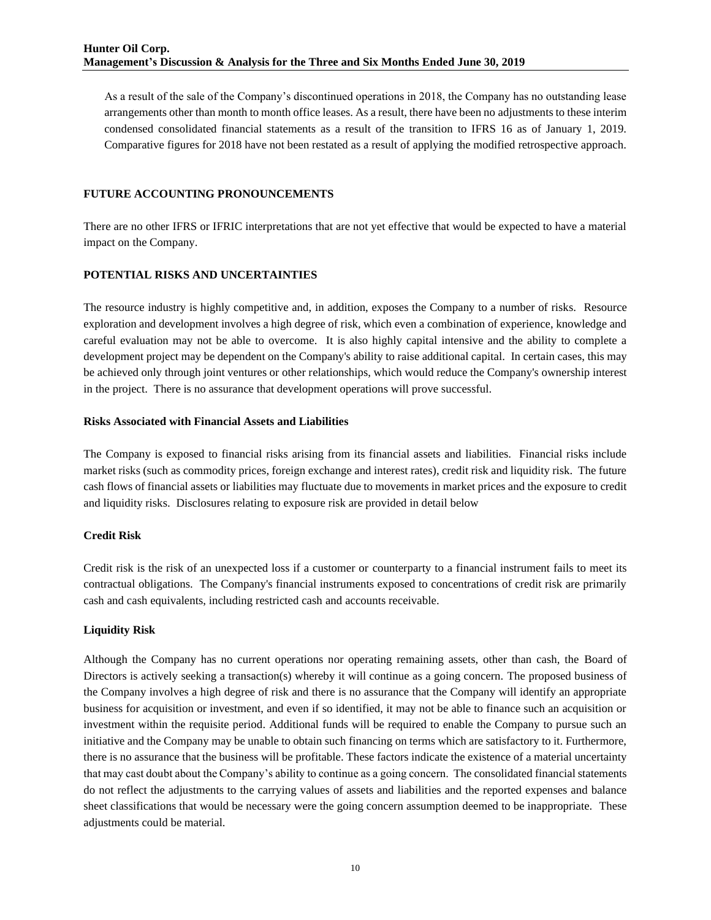As a result of the sale of the Company's discontinued operations in 2018, the Company has no outstanding lease arrangements other than month to month office leases. As a result, there have been no adjustments to these interim condensed consolidated financial statements as a result of the transition to IFRS 16 as of January 1, 2019. Comparative figures for 2018 have not been restated as a result of applying the modified retrospective approach.

## FUTURE ACCOUNTING PRONOUNCEMENTS

There are no other IFRS or IFRIC interpretations that are not yet effective that would be expected to have a material impact on the Company.

## POTENTIAL RISKS AND UNCERTAINTIES

The resource industry is highly competitive and, in addition, exposes the Company to a number of risks. Resource exploration and development involves a high degree of risk, which even a combination of experience, knowledge and careful evaluation may not be able to overcome. It is also highly capital intensive and the ability to complete a development project may be dependent on the Company's ability to raise additional capital. In certain cases, this may be achieved only through joint ventures or other relationships, which would reduce the Company's ownership interest in the project. There is no assurance that development operations will prove successful.

### Risks Associated with Financial Assets and Liabilities

The Company is exposed to financial risks arising from its financial assets and liabilities. Financial risks include market risks (such as commodity prices, foreign exchange and interest rates), credit risk and liquidity risk. The future cash flows of financial assets or liabilities may fluctuate due to movements in market prices and the exposure to credit and liquidity risks. Disclosures relating to exposure risk are provided in detail below

### Credit Risk

Credit risk is the risk of an unexpected loss if a customer or counterparty to a financial instrument fails to meet its contractual obligations. The Company's financial instruments exposed to concentrations of credit risk are primarily cash and cash equivalents, including restricted cash and accounts receivable.

### Liquidity Risk

Although the Company has no current operations nor operating remaining assets, other than cash, the Board of Directors is actively seeking a transaction(s) whereby it will continue as a going concern. The proposed business of the Company involves a high degree of risk and there is no assurance that the Company will identify an appropriate business for acquisition or investment, and even if so identified, it may not be able to finance such an acquisition or investment within the requisite period. Additional funds will be required to enable the Company to pursue such an initiative and the Company may be unable to obtain such financing on terms which are satisfactory to it. Furthermore, there is no assurance that the business will be profitable. These factors indicate the existence of a material uncertainty that may cast doubt about the Company's ability to continue as a going concern. The consolidated financial statements do not reflect the adjustments to the carrying values of assets and liabilities and the reported expenses and balance sheet classifications that would be necessary were the going concern assumption deemed to be inappropriate. These adjustments could be material.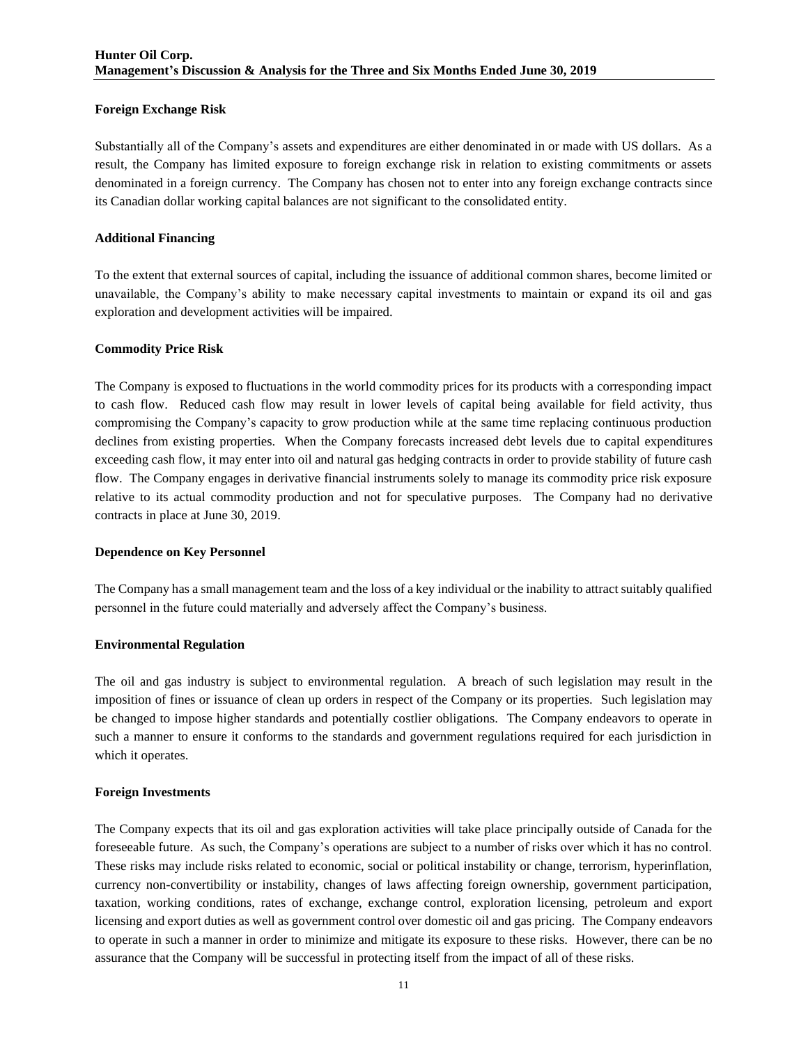**Foreign Exchange Risk**

Substantially all of the Company's assets and expenditures are either denominated in or made with US dollars. As a result, the Company has limited exposure to foreign exchange risk in relation to existing commitments or assets denominated in a foreign currency. The Company has chosen not to enter into any foreign exchange contracts since its Canadian dollar working capital balances are not significant to the consolidated entity.

**Additional Financing**

To the extent that external sources of capital, including the issuance of additional common shares, become limited or unavailable, the Company's ability to make necessary capital investments to maintain or expand its oil and gas exploration and development activities will be impaired.

**Commodity Price Risk**

The Company is exposed to fluctuations in the world commodity prices for its products with a corresponding impact to cash flow. Reduced cash flow may result in lower levels of capital being available for field activity, thus compromising the Company's capacity to grow production while at the same time replacing continuous production declines from existing properties. When the Company forecasts increased debt levels due to capital expenditures exceeding cash flow, it may enter into oil and natural gas hedging contracts in order to provide stability of future cash flow. The Company engages in derivative financial instruments solely to manage its commodity price risk exposure relative to its actual commodity production and not for speculative purposes. The Company had no derivative contracts in place at June 30, 2019.

**Dependence on Key Personnel**

The Company has a small management team and the loss of a key individual or the inability to attract suitably qualified personnel in the future could materially and adversely affect the Company's business.

**Environmental Regulation**

The oil and gas industry is subject to environmental regulation. A breach of such legislation may result in the imposition of fines or issuance of clean up orders in respect of the Company or its properties. Such legislation may be changed to impose higher standards and potentially costlier obligations. The Company endeavors to operate in such a manner to ensure it conforms to the standards and government regulations required for each jurisdiction in which it operates.

**Foreign Investments**

The Company expects that its oil and gas exploration activities will take place principally outside of Canada for the foreseeable future. As such, the Company's operations are subject to a number of risks over which it has no control. These risks may include risks related to economic, social or political instability or change, terrorism, hyperinflation, currency non-convertibility or instability, changes of laws affecting foreign ownership, government participation, taxation, working conditions, rates of exchange, exchange control, exploration licensing, petroleum and export licensing and export duties as well as government control over domestic oil and gas pricing. The Company endeavors to operate in such a manner in order to minimize and mitigate its exposure to these risks. However, there can be no assurance that the Company will be successful in protecting itself from the impact of all of these risks.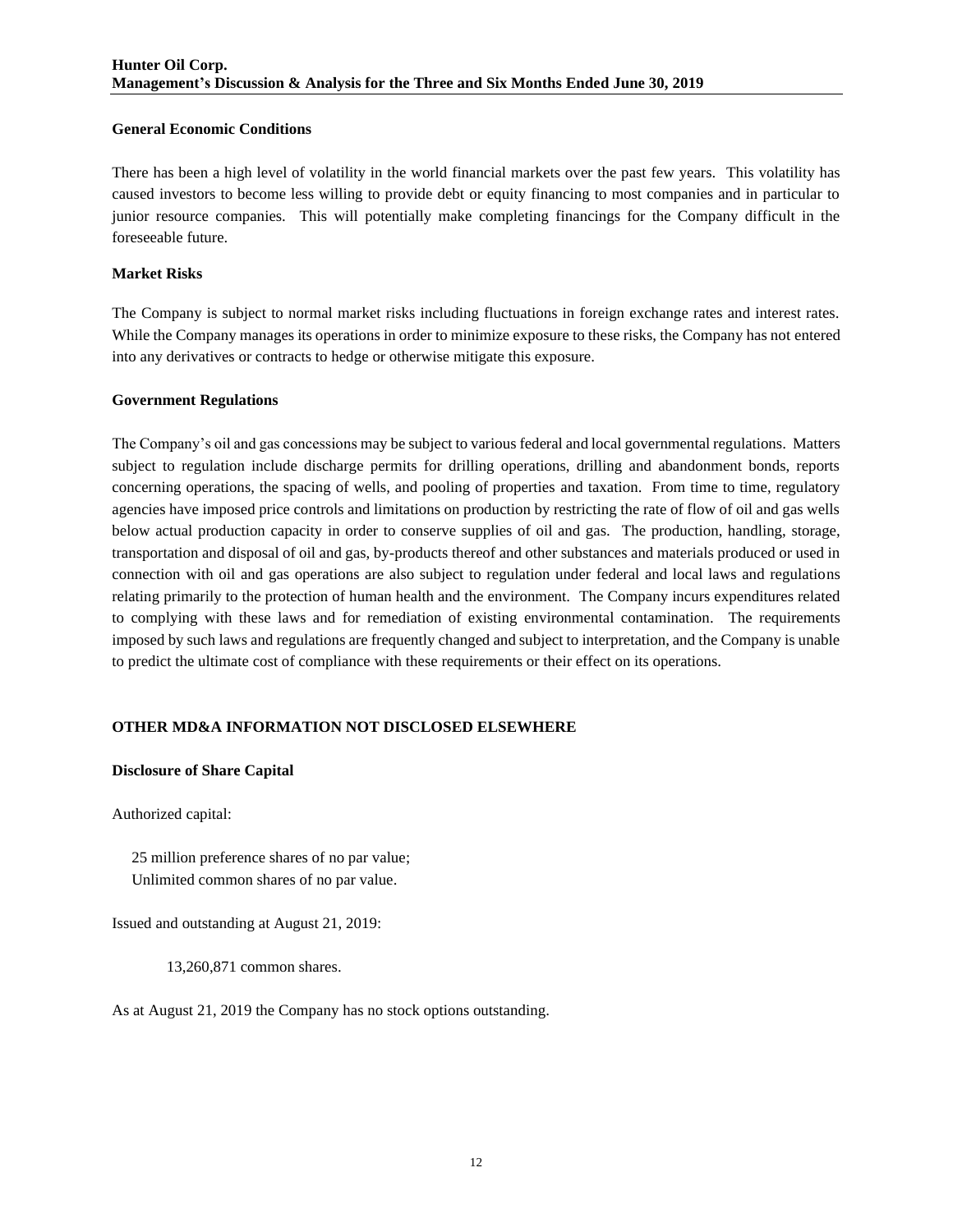### General Economic Conditions

There has been a high level of volatility in the world financial markets over the past few years. This volatility has caused investors to become less willing to provide debt or equity financing to most companies and in particular to junior resource companies. This will potentially make completing financings for the Company difficult in the foreseeable future.

### Market Risks

The Company is subject to normal market risks including fluctuations in foreign exchange rates and interest rates. While the Company manages its operations in order to minimize exposure to these risks, the Company has not entered into any derivatives or contracts to hedge or otherwise mitigate this exposure.

### Government Regulations

The Company's oil and gas concessions may be subject to various federal and local governmental regulations. Matters subject to regulation include discharge permits for drilling operations, drilling and abandonment bonds, reports concerning operations, the spacing of wells, and pooling of properties and taxation. From time to time, regulatory agencies have imposed price controls and limitations on production by restricting the rate of flow of oil and gas wells below actual production capacity in order to conserve supplies of oil and gas. The production, handling, storage, transportation and disposal of oil and gas, by-products thereof and other substances and materials produced or used in connection with oil and gas operations are also subject to regulation under federal and local laws and regulations relating primarily to the protection of human health and the environment. The Company incurs expenditures related to complying with these laws and for remediation of existing environmental contamination. The requirements imposed by such laws and regulations are frequently changed and subject to interpretation, and the Company is unable to predict the ultimate cost of compliance with these requirements or their effect on its operations.

## OTHER MD&A INFORMATION NOT DISCLOSED ELSEWHERE

### Disclosure of Share Capital

Authorized capital:

25 million preference shares of no par value;
Unlimited common shares of no par value.

Issued and outstanding at August 21, 2019:

13,260,871 common shares.

As at August 21, 2019 the Company has no stock options outstanding.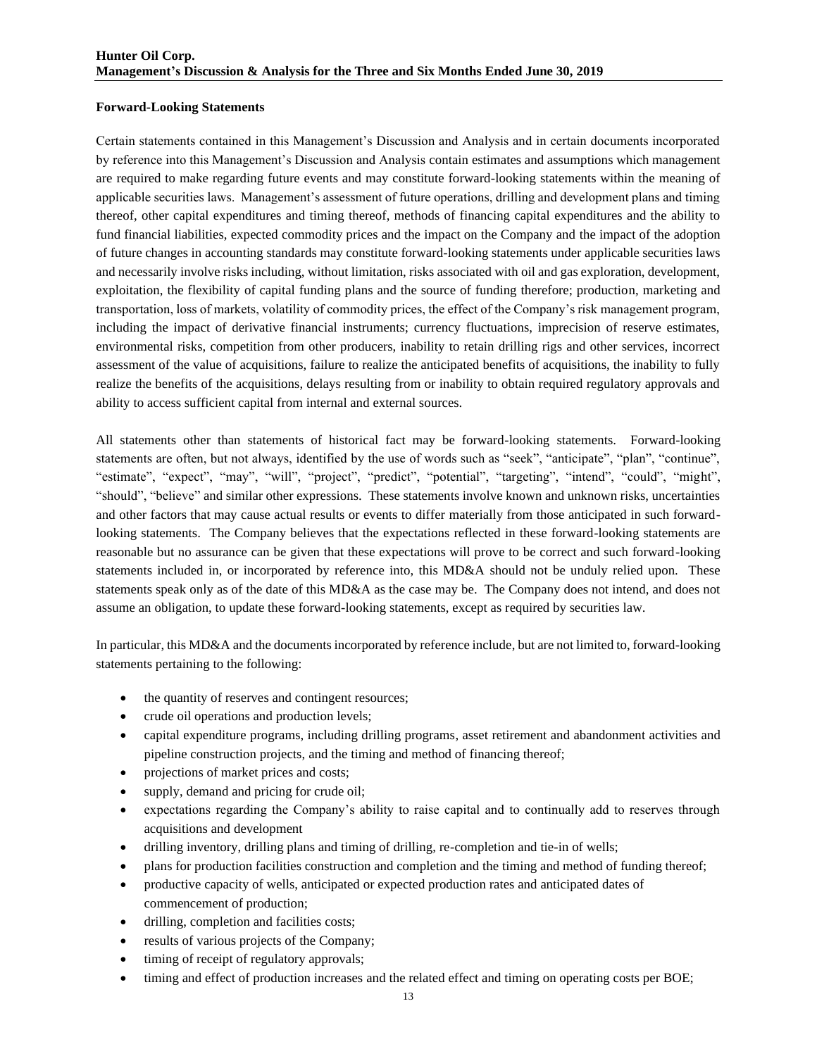## Forward-Looking Statements

Certain statements contained in this Management's Discussion and Analysis and in certain documents incorporated by reference into this Management's Discussion and Analysis contain estimates and assumptions which management are required to make regarding future events and may constitute forward-looking statements within the meaning of applicable securities laws. Management's assessment of future operations, drilling and development plans and timing thereof, other capital expenditures and timing thereof, methods of financing capital expenditures and the ability to fund financial liabilities, expected commodity prices and the impact on the Company and the impact of the adoption of future changes in accounting standards may constitute forward-looking statements under applicable securities laws and necessarily involve risks including, without limitation, risks associated with oil and gas exploration, development, exploitation, the flexibility of capital funding plans and the source of funding therefore; production, marketing and transportation, loss of markets, volatility of commodity prices, the effect of the Company's risk management program, including the impact of derivative financial instruments; currency fluctuations, imprecision of reserve estimates, environmental risks, competition from other producers, inability to retain drilling rigs and other services, incorrect assessment of the value of acquisitions, failure to realize the anticipated benefits of acquisitions, the inability to fully realize the benefits of the acquisitions, delays resulting from or inability to obtain required regulatory approvals and ability to access sufficient capital from internal and external sources.

All statements other than statements of historical fact may be forward-looking statements. Forward-looking statements are often, but not always, identified by the use of words such as "seek", "anticipate", "plan", "continue", "estimate", "expect", "may", "will", "project", "predict", "potential", "targeting", "intend", "could", "might", "should", "believe" and similar other expressions. These statements involve known and unknown risks, uncertainties and other factors that may cause actual results or events to differ materially from those anticipated in such forward-looking statements. The Company believes that the expectations reflected in these forward-looking statements are reasonable but no assurance can be given that these expectations will prove to be correct and such forward-looking statements included in, or incorporated by reference into, this MD&A should not be unduly relied upon. These statements speak only as of the date of this MD&A as the case may be. The Company does not intend, and does not assume an obligation, to update these forward-looking statements, except as required by securities law.

In particular, this MD&A and the documents incorporated by reference include, but are not limited to, forward-looking statements pertaining to the following:

- the quantity of reserves and contingent resources;
- crude oil operations and production levels;
- capital expenditure programs, including drilling programs, asset retirement and abandonment activities and pipeline construction projects, and the timing and method of financing thereof;
- projections of market prices and costs;
- supply, demand and pricing for crude oil;
- expectations regarding the Company's ability to raise capital and to continually add to reserves through acquisitions and development
- drilling inventory, drilling plans and timing of drilling, re-completion and tie-in of wells;
- plans for production facilities construction and completion and the timing and method of funding thereof;
- productive capacity of wells, anticipated or expected production rates and anticipated dates of commencement of production;
- drilling, completion and facilities costs;
- results of various projects of the Company;
- timing of receipt of regulatory approvals;
- timing and effect of production increases and the related effect and timing on operating costs per BOE;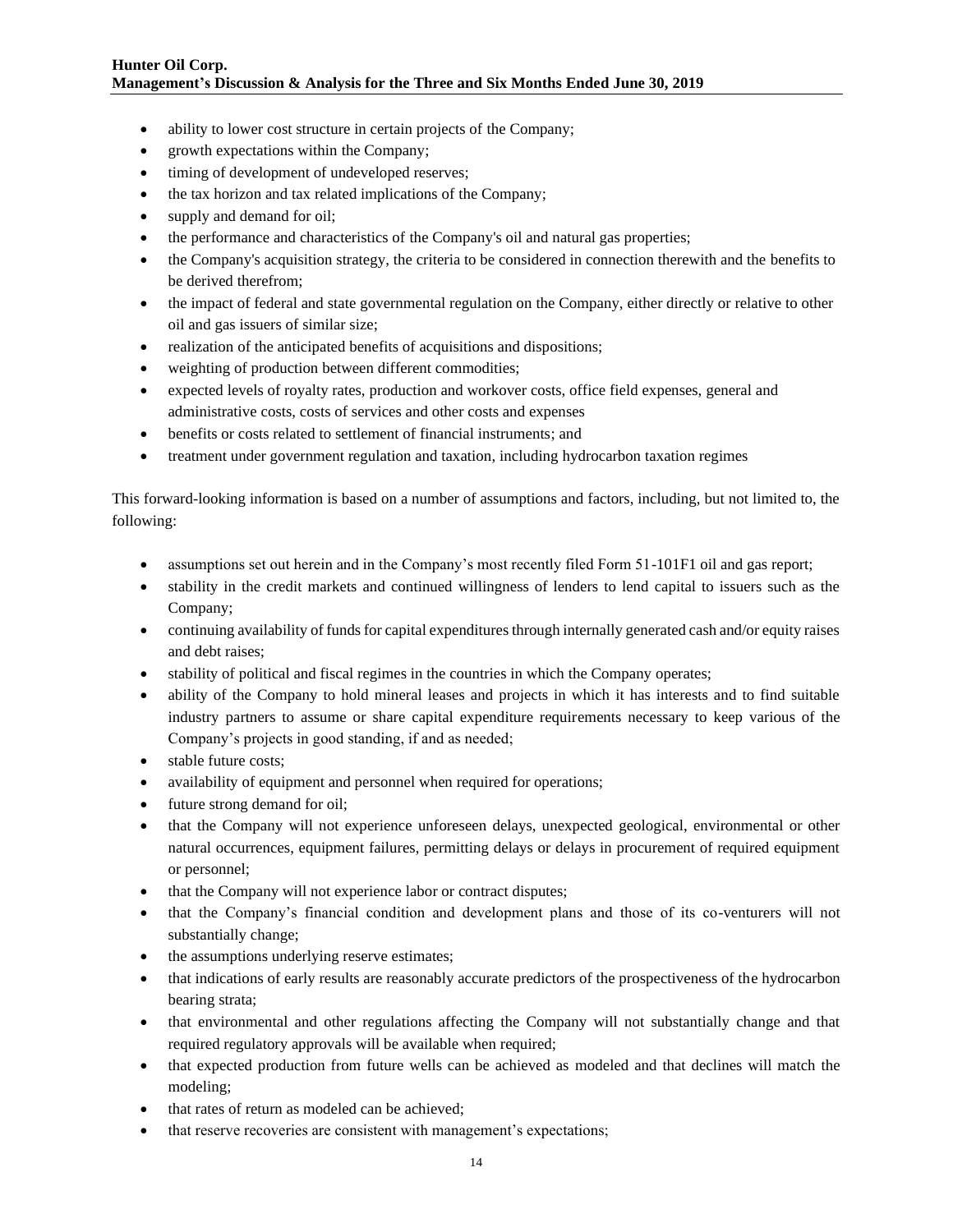- ability to lower cost structure in certain projects of the Company;
- growth expectations within the Company;
- timing of development of undeveloped reserves;
- the tax horizon and tax related implications of the Company;
- supply and demand for oil;
- the performance and characteristics of the Company's oil and natural gas properties;
- the Company's acquisition strategy, the criteria to be considered in connection therewith and the benefits to be derived therefrom;
- the impact of federal and state governmental regulation on the Company, either directly or relative to other oil and gas issuers of similar size;
- realization of the anticipated benefits of acquisitions and dispositions;
- weighting of production between different commodities;
- expected levels of royalty rates, production and workover costs, office field expenses, general and administrative costs, costs of services and other costs and expenses
- benefits or costs related to settlement of financial instruments; and
- treatment under government regulation and taxation, including hydrocarbon taxation regimes

This forward-looking information is based on a number of assumptions and factors, including, but not limited to, the following:

- assumptions set out herein and in the Company's most recently filed Form 51-101F1 oil and gas report;
- stability in the credit markets and continued willingness of lenders to lend capital to issuers such as the Company;
- continuing availability of funds for capital expenditures through internally generated cash and/or equity raises and debt raises;
- stability of political and fiscal regimes in the countries in which the Company operates;
- ability of the Company to hold mineral leases and projects in which it has interests and to find suitable industry partners to assume or share capital expenditure requirements necessary to keep various of the Company's projects in good standing, if and as needed;
- stable future costs;
- availability of equipment and personnel when required for operations;
- future strong demand for oil;
- that the Company will not experience unforeseen delays, unexpected geological, environmental or other natural occurrences, equipment failures, permitting delays or delays in procurement of required equipment or personnel;
- that the Company will not experience labor or contract disputes;
- that the Company's financial condition and development plans and those of its co-venturers will not substantially change;
- the assumptions underlying reserve estimates;
- that indications of early results are reasonably accurate predictors of the prospectiveness of the hydrocarbon bearing strata;
- that environmental and other regulations affecting the Company will not substantially change and that required regulatory approvals will be available when required;
- that expected production from future wells can be achieved as modeled and that declines will match the modeling;
- that rates of return as modeled can be achieved;
- that reserve recoveries are consistent with management's expectations;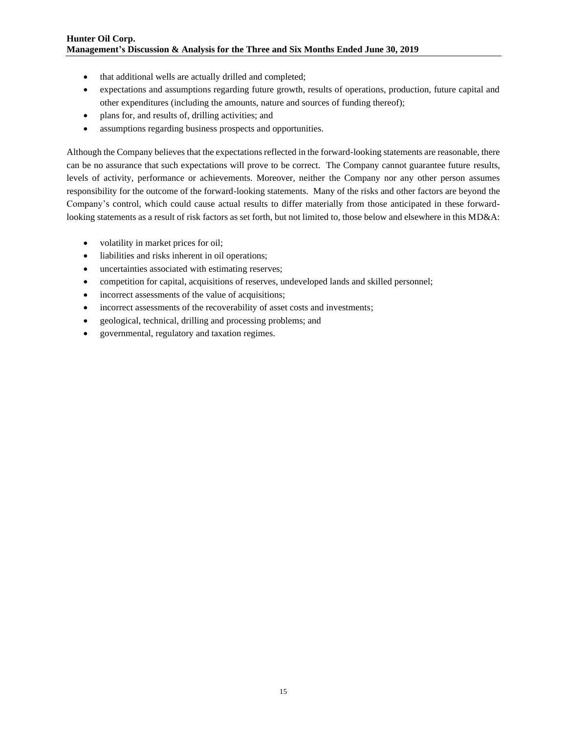- that additional wells are actually drilled and completed;
- expectations and assumptions regarding future growth, results of operations, production, future capital and other expenditures (including the amounts, nature and sources of funding thereof);
- plans for, and results of, drilling activities; and
- assumptions regarding business prospects and opportunities.

Although the Company believes that the expectations reflected in the forward-looking statements are reasonable, there can be no assurance that such expectations will prove to be correct. The Company cannot guarantee future results, levels of activity, performance or achievements. Moreover, neither the Company nor any other person assumes responsibility for the outcome of the forward-looking statements. Many of the risks and other factors are beyond the Company's control, which could cause actual results to differ materially from those anticipated in these forward-looking statements as a result of risk factors as set forth, but not limited to, those below and elsewhere in this MD&A:

- volatility in market prices for oil;
- liabilities and risks inherent in oil operations;
- uncertainties associated with estimating reserves;
- competition for capital, acquisitions of reserves, undeveloped lands and skilled personnel;
- incorrect assessments of the value of acquisitions;
- incorrect assessments of the recoverability of asset costs and investments;
- geological, technical, drilling and processing problems; and
- governmental, regulatory and taxation regimes.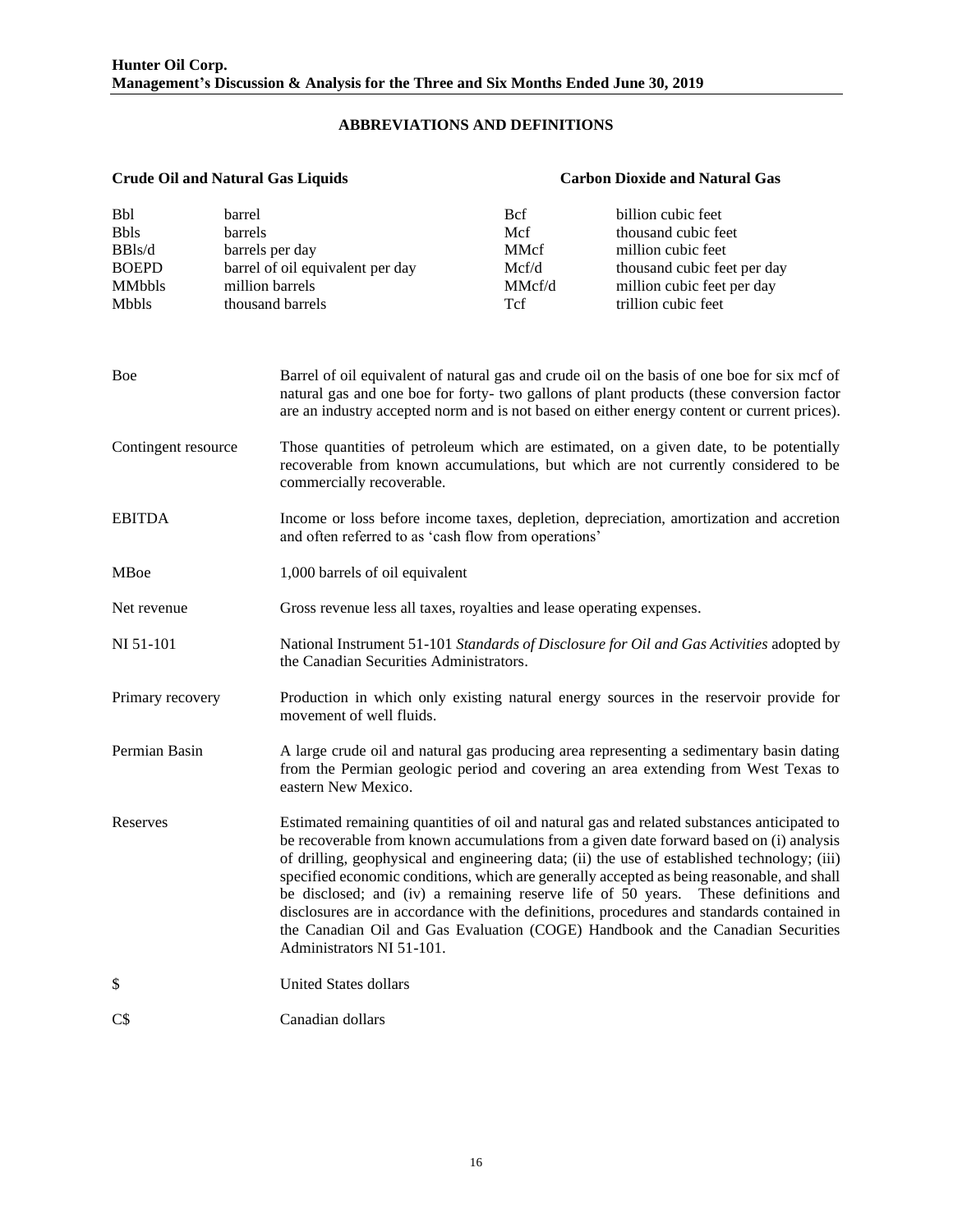## ABBREVIATIONS AND DEFINITIONS

| Crude Oil and Natural Gas Liquids | | Carbon Dioxide and Natural Gas | |
|---|---|---|---|
| Bbl | barrel | Bcf | billion cubic feet |
| Bbls | barrels | Mcf | thousand cubic feet |
| BBls/d | barrels per day | MMcf | million cubic feet |
| BOEPD | barrel of oil equivalent per day | Mcf/d | thousand cubic feet per day |
| MMbbls | million barrels | MMcf/d | million cubic feet per day |
| Mbbls | thousand barrels | Tcf | trillion cubic feet |

| | |
|---|---|
| Boe | Barrel of oil equivalent of natural gas and crude oil on the basis of one boe for six mcf of natural gas and one boe for forty- two gallons of plant products (these conversion factor are an industry accepted norm and is not based on either energy content or current prices). |
| Contingent resource | Those quantities of petroleum which are estimated, on a given date, to be potentially recoverable from known accumulations, but which are not currently considered to be commercially recoverable. |
| EBITDA | Income or loss before income taxes, depletion, depreciation, amortization and accretion and often referred to as 'cash flow from operations' |
| MBoe | 1,000 barrels of oil equivalent |
| Net revenue | Gross revenue less all taxes, royalties and lease operating expenses. |
| NI 51-101 | National Instrument 51-101 *Standards of Disclosure for Oil and Gas Activities* adopted by the Canadian Securities Administrators. |
| Primary recovery | Production in which only existing natural energy sources in the reservoir provide for movement of well fluids. |
| Permian Basin | A large crude oil and natural gas producing area representing a sedimentary basin dating from the Permian geologic period and covering an area extending from West Texas to eastern New Mexico. |
| Reserves | Estimated remaining quantities of oil and natural gas and related substances anticipated to be recoverable from known accumulations from a given date forward based on (i) analysis of drilling, geophysical and engineering data; (ii) the use of established technology; (iii) specified economic conditions, which are generally accepted as being reasonable, and shall be disclosed; and (iv) a remaining reserve life of 50 years. These definitions and disclosures are in accordance with the definitions, procedures and standards contained in the Canadian Oil and Gas Evaluation (COGE) Handbook and the Canadian Securities Administrators NI 51-101. |
| $ | United States dollars |
| C$ | Canadian dollars |